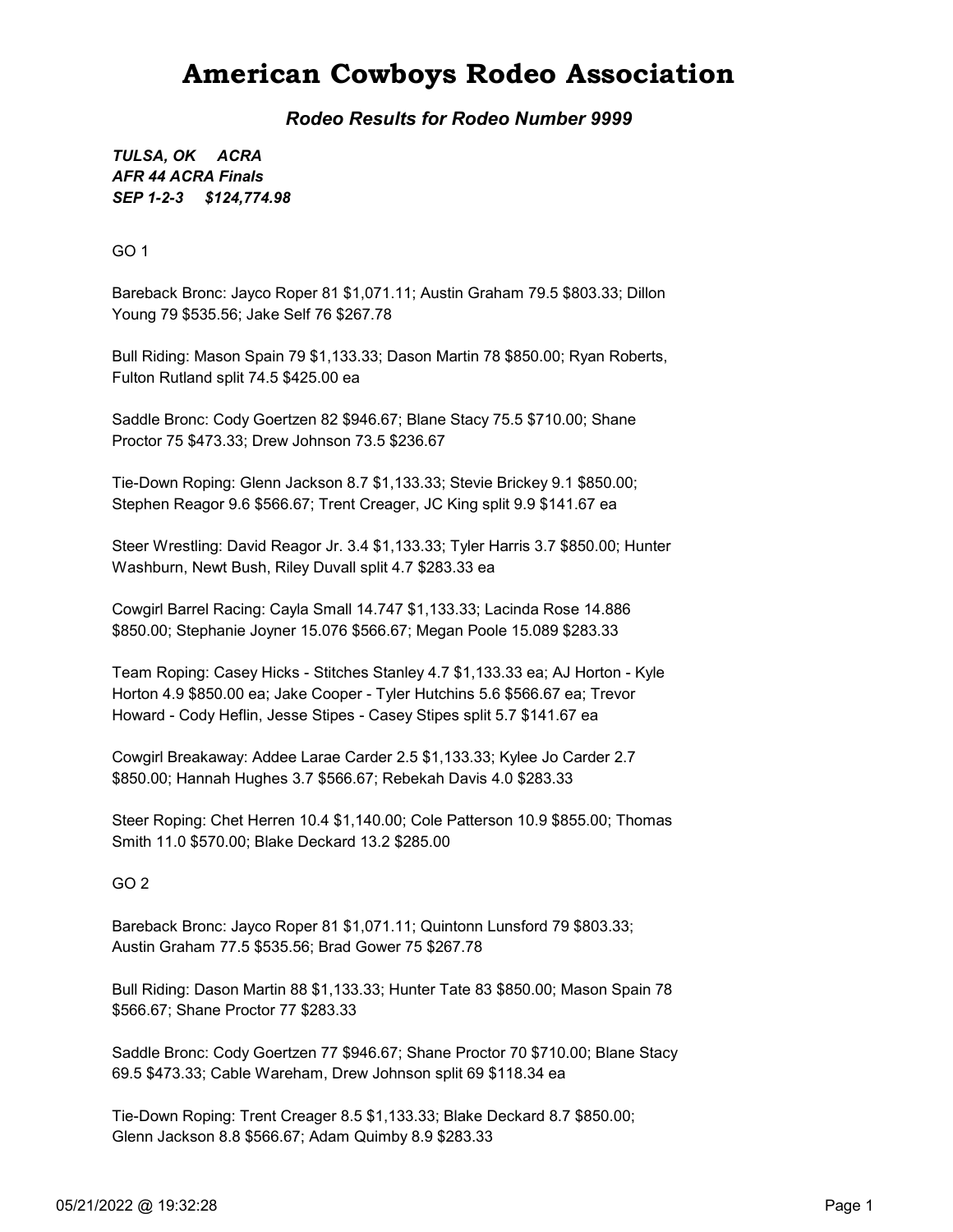# American Cowboys Rodeo Association

***Rodeo Results for Rodeo Number 9999***

***TULSA, OK ACRA***
***AFR 44 ACRA Finals***
***SEP 1-2-3 $124,774.98***

GO 1

Bareback Bronc: Jayco Roper 81 $1,071.11; Austin Graham 79.5 $803.33; Dillon Young 79 $535.56; Jake Self 76 $267.78

Bull Riding: Mason Spain 79 $1,133.33; Dason Martin 78 $850.00; Ryan Roberts, Fulton Rutland split 74.5 $425.00 ea

Saddle Bronc: Cody Goertzen 82 $946.67; Blane Stacy 75.5 $710.00; Shane Proctor 75 $473.33; Drew Johnson 73.5 $236.67

Tie-Down Roping: Glenn Jackson 8.7 $1,133.33; Stevie Brickey 9.1 $850.00; Stephen Reagor 9.6 $566.67; Trent Creager, JC King split 9.9 $141.67 ea

Steer Wrestling: David Reagor Jr. 3.4 $1,133.33; Tyler Harris 3.7 $850.00; Hunter Washburn, Newt Bush, Riley Duvall split 4.7 $283.33 ea

Cowgirl Barrel Racing: Cayla Small 14.747 $1,133.33; Lacinda Rose 14.886 $850.00; Stephanie Joyner 15.076 $566.67; Megan Poole 15.089 $283.33

Team Roping: Casey Hicks - Stitches Stanley 4.7 $1,133.33 ea; AJ Horton - Kyle Horton 4.9 $850.00 ea; Jake Cooper - Tyler Hutchins 5.6 $566.67 ea; Trevor Howard - Cody Heflin, Jesse Stipes - Casey Stipes split 5.7 $141.67 ea

Cowgirl Breakaway: Addee Larae Carder 2.5 $1,133.33; Kylee Jo Carder 2.7 $850.00; Hannah Hughes 3.7 $566.67; Rebekah Davis 4.0 $283.33

Steer Roping: Chet Herren 10.4 $1,140.00; Cole Patterson 10.9 $855.00; Thomas Smith 11.0 $570.00; Blake Deckard 13.2 $285.00

GO 2

Bareback Bronc: Jayco Roper 81 $1,071.11; Quintonn Lunsford 79 $803.33; Austin Graham 77.5 $535.56; Brad Gower 75 $267.78

Bull Riding: Dason Martin 88 $1,133.33; Hunter Tate 83 $850.00; Mason Spain 78 $566.67; Shane Proctor 77 $283.33

Saddle Bronc: Cody Goertzen 77 $946.67; Shane Proctor 70 $710.00; Blane Stacy 69.5 $473.33; Cable Wareham, Drew Johnson split 69 $118.34 ea

Tie-Down Roping: Trent Creager 8.5 $1,133.33; Blake Deckard 8.7 $850.00; Glenn Jackson 8.8 $566.67; Adam Quimby 8.9 $283.33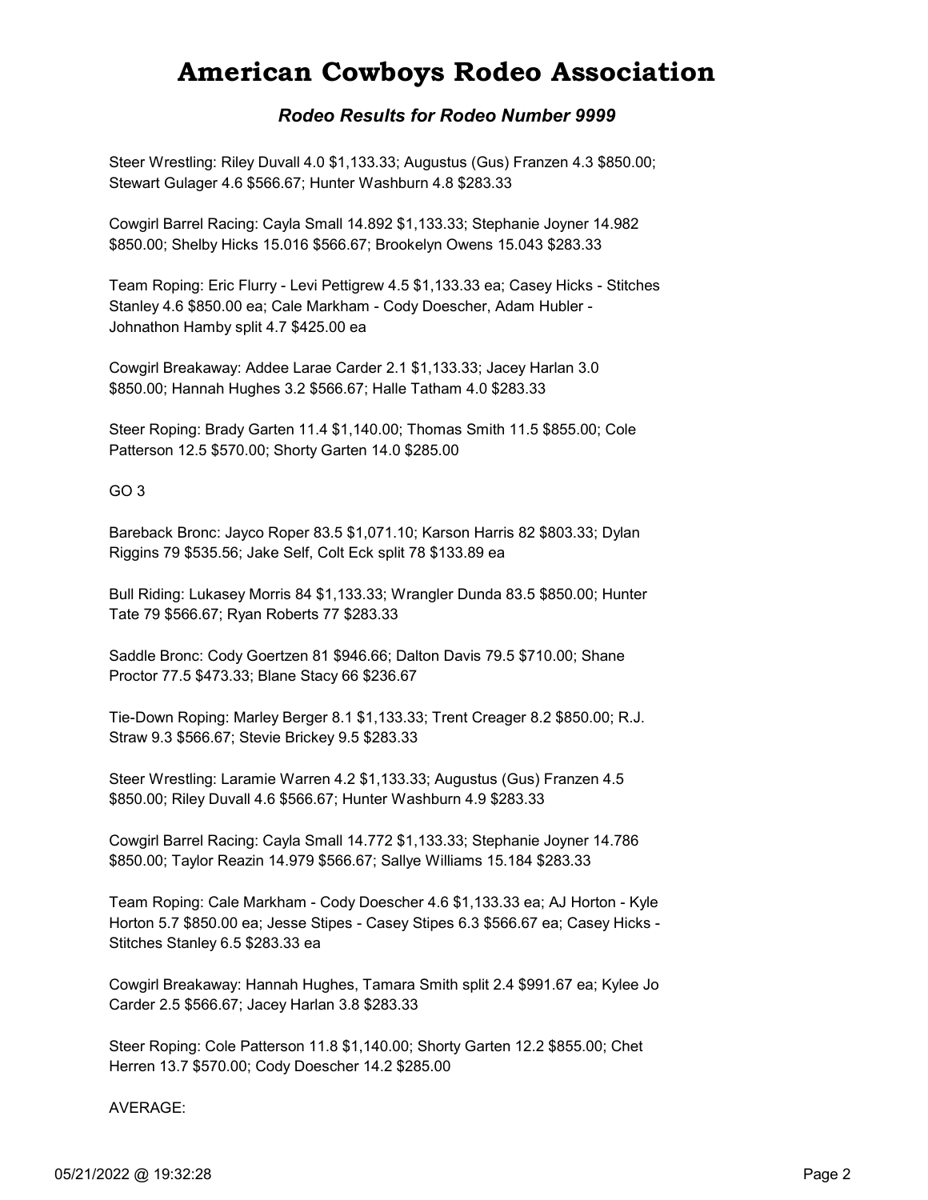# American Cowboys Rodeo Association

***Rodeo Results for Rodeo Number 9999***

Steer Wrestling: Riley Duvall 4.0 $1,133.33; Augustus (Gus) Franzen 4.3 $850.00; Stewart Gulager 4.6 $566.67; Hunter Washburn 4.8 $283.33

Cowgirl Barrel Racing: Cayla Small 14.892 $1,133.33; Stephanie Joyner 14.982 $850.00; Shelby Hicks 15.016 $566.67; Brookelyn Owens 15.043 $283.33

Team Roping: Eric Flurry - Levi Pettigrew 4.5 $1,133.33 ea; Casey Hicks - Stitches Stanley 4.6 $850.00 ea; Cale Markham - Cody Doescher, Adam Hubler - Johnathon Hamby split 4.7 $425.00 ea

Cowgirl Breakaway: Addee Larae Carder 2.1 $1,133.33; Jacey Harlan 3.0 $850.00; Hannah Hughes 3.2 $566.67; Halle Tatham 4.0 $283.33

Steer Roping: Brady Garten 11.4 $1,140.00; Thomas Smith 11.5 $855.00; Cole Patterson 12.5 $570.00; Shorty Garten 14.0 $285.00

GO 3

Bareback Bronc: Jayco Roper 83.5 $1,071.10; Karson Harris 82 $803.33; Dylan Riggins 79 $535.56; Jake Self, Colt Eck split 78 $133.89 ea

Bull Riding: Lukasey Morris 84 $1,133.33; Wrangler Dunda 83.5 $850.00; Hunter Tate 79 $566.67; Ryan Roberts 77 $283.33

Saddle Bronc: Cody Goertzen 81 $946.66; Dalton Davis 79.5 $710.00; Shane Proctor 77.5 $473.33; Blane Stacy 66 $236.67

Tie-Down Roping: Marley Berger 8.1 $1,133.33; Trent Creager 8.2 $850.00; R.J. Straw 9.3 $566.67; Stevie Brickey 9.5 $283.33

Steer Wrestling: Laramie Warren 4.2 $1,133.33; Augustus (Gus) Franzen 4.5 $850.00; Riley Duvall 4.6 $566.67; Hunter Washburn 4.9 $283.33

Cowgirl Barrel Racing: Cayla Small 14.772 $1,133.33; Stephanie Joyner 14.786 $850.00; Taylor Reazin 14.979 $566.67; Sallye Williams 15.184 $283.33

Team Roping: Cale Markham - Cody Doescher 4.6 $1,133.33 ea; AJ Horton - Kyle Horton 5.7 $850.00 ea; Jesse Stipes - Casey Stipes 6.3 $566.67 ea; Casey Hicks - Stitches Stanley 6.5 $283.33 ea

Cowgirl Breakaway: Hannah Hughes, Tamara Smith split 2.4 $991.67 ea; Kylee Jo Carder 2.5 $566.67; Jacey Harlan 3.8 $283.33

Steer Roping: Cole Patterson 11.8 $1,140.00; Shorty Garten 12.2 $855.00; Chet Herren 13.7 $570.00; Cody Doescher 14.2 $285.00

AVERAGE: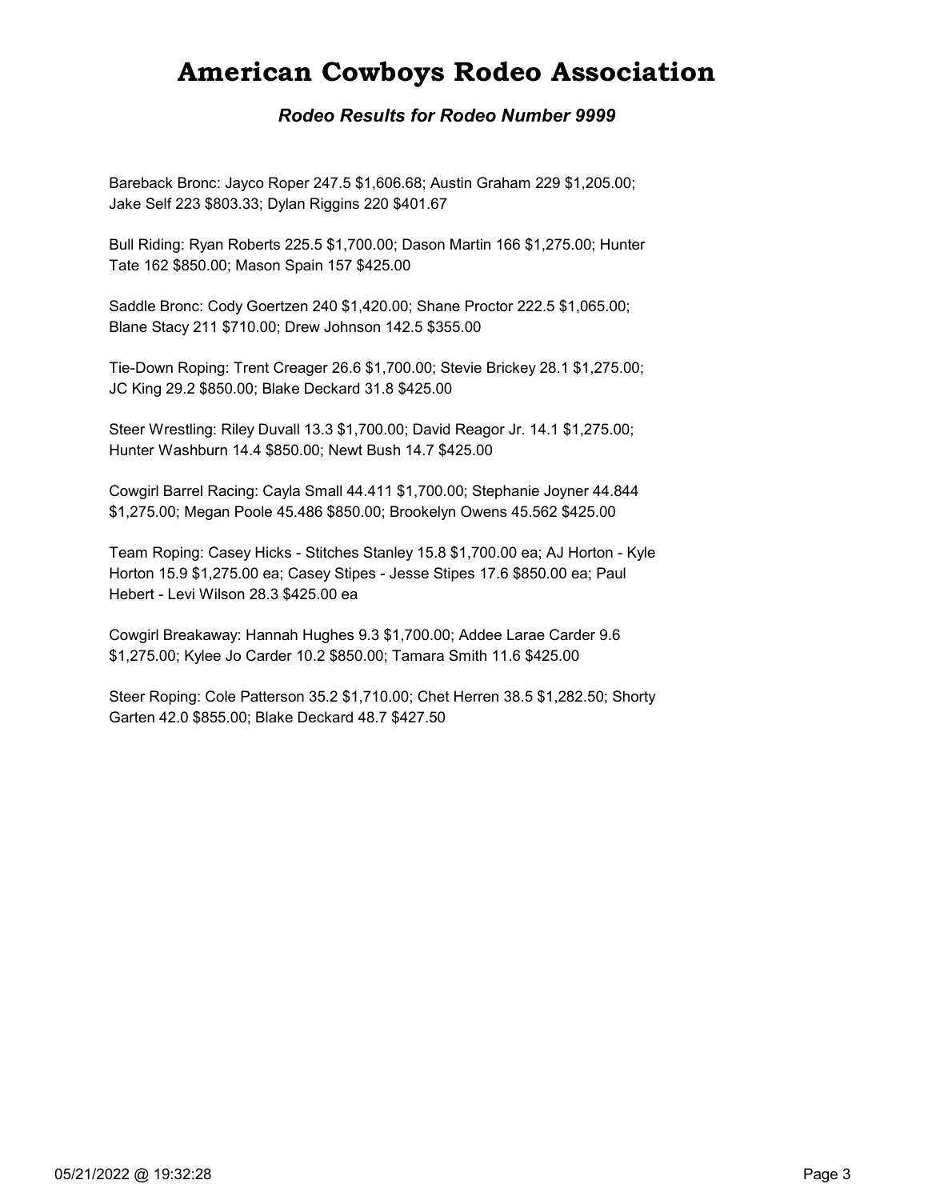# American Cowboys Rodeo Association

***Rodeo Results for Rodeo Number 9999***

Bareback Bronc: Jayco Roper 247.5 $1,606.68; Austin Graham 229 $1,205.00; Jake Self 223 $803.33; Dylan Riggins 220 $401.67

Bull Riding: Ryan Roberts 225.5 $1,700.00; Dason Martin 166 $1,275.00; Hunter Tate 162 $850.00; Mason Spain 157 $425.00

Saddle Bronc: Cody Goertzen 240 $1,420.00; Shane Proctor 222.5 $1,065.00; Blane Stacy 211 $710.00; Drew Johnson 142.5 $355.00

Tie-Down Roping: Trent Creager 26.6 $1,700.00; Stevie Brickey 28.1 $1,275.00; JC King 29.2 $850.00; Blake Deckard 31.8 $425.00

Steer Wrestling: Riley Duvall 13.3 $1,700.00; David Reagor Jr. 14.1 $1,275.00; Hunter Washburn 14.4 $850.00; Newt Bush 14.7 $425.00

Cowgirl Barrel Racing: Cayla Small 44.411 $1,700.00; Stephanie Joyner 44.844 $1,275.00; Megan Poole 45.486 $850.00; Brookelyn Owens 45.562 $425.00

Team Roping: Casey Hicks - Stitches Stanley 15.8 $1,700.00 ea; AJ Horton - Kyle Horton 15.9 $1,275.00 ea; Casey Stipes - Jesse Stipes 17.6 $850.00 ea; Paul Hebert - Levi Wilson 28.3 $425.00 ea

Cowgirl Breakaway: Hannah Hughes 9.3 $1,700.00; Addee Larae Carder 9.6 $1,275.00; Kylee Jo Carder 10.2 $850.00; Tamara Smith 11.6 $425.00

Steer Roping: Cole Patterson 35.2 $1,710.00; Chet Herren 38.5 $1,282.50; Shorty Garten 42.0 $855.00; Blake Deckard 48.7 $427.50

05/21/2022 @ 19:32:28